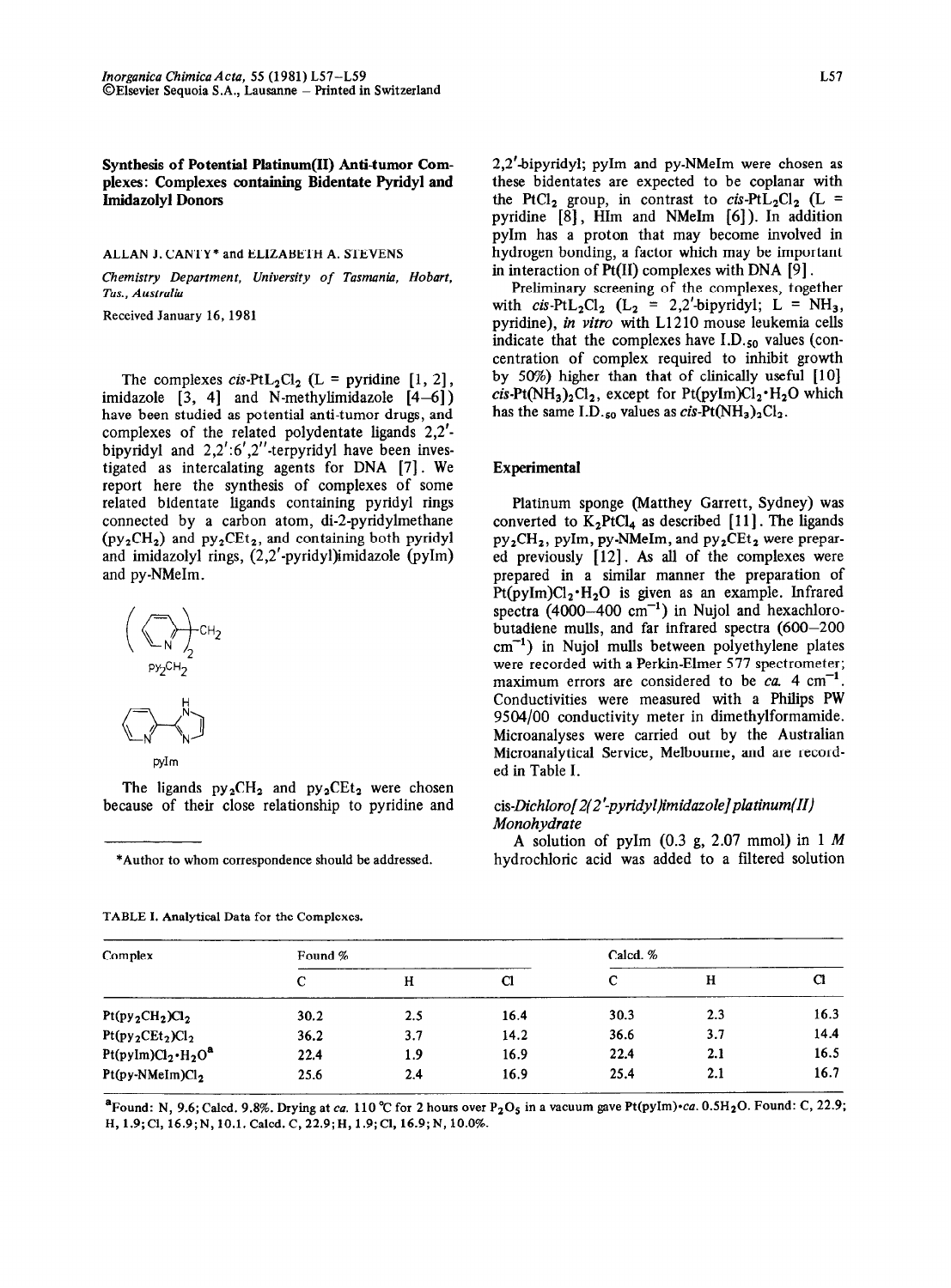# Synthesis of Potential Platinum(II) Anti-tumor Complexes: Complexes containing Bidentate Pyridyl and Imidazolyl Donors

ALLAN J. CANTY* and ELIZABETH A. STEVENS

*Chemistry Department, University of Tasmania, Hobart, Tas., Australia*

Received January 16, 1981

The complexes *cis*-$PtL_2Cl_2$ (L = pyridine [1, 2], imidazole [3, 4] and N-methylimidazole [4–6]) have been studied as potential anti-tumor drugs, and complexes of the related polydentate ligands 2,2'-bipyridyl and 2,2':6',2''-terpyridyl have been investigated as intercalating agents for DNA [7]. We report here the synthesis of complexes of some related bidentate ligands containing pyridyl rings connected by a carbon atom, di-2-pyridylmethane ($py_2CH_2$) and $py_2CEt_2$, and containing both pyridyl and imidazolyl rings, (2,2'-pyridyl)imidazole (pyIm) and py-NMeIm.

$py_2CH_2$

pyIm

The ligands $py_2CH_2$ and $py_2CEt_2$ were chosen because of their close relationship to pyridine and 2,2'-bipyridyl; pyIm and py-NMeIm were chosen as these bidentates are expected to be coplanar with the $PtCl_2$ group, in contrast to *cis*-$PtL_2Cl_2$ (L = pyridine [8], HIm and NMeIm [6]). In addition pyIm has a proton that may become involved in hydrogen bonding, a factor which may be important in interaction of Pt(II) complexes with DNA [9].

Preliminary screening of the complexes, together with *cis*-$PtL_2Cl_2$ ($L_2$ = 2,2'-bipyridyl; L = $NH_3$, pyridine), *in vitro* with L1210 mouse leukemia cells indicate that the complexes have I.D.$_{50}$ values (concentration of complex required to inhibit growth by 50%) higher than that of clinically useful [10] *cis*-$Pt(NH_3)_2Cl_2$, except for $Pt(pyIm)Cl_2 \cdot H_2O$ which has the same I.D.$_{50}$ values as *cis*-$Pt(NH_3)_2Cl_2$.

## Experimental

Platinum sponge (Matthey Garrett, Sydney) was converted to $K_2PtCl_4$ as described [11]. The ligands $py_2CH_2$, pyIm, py-NMeIm, and $py_2CEt_2$ were prepared previously [12]. As all of the complexes were prepared in a similar manner the preparation of $Pt(pyIm)Cl_2 \cdot H_2O$ is given as an example. Infrared spectra (4000–400 $cm^{-1}$) in Nujol and hexachlorobutadiene mulls, and far infrared spectra (600–200 $cm^{-1}$) in Nujol mulls between polyethylene plates were recorded with a Perkin-Elmer 577 spectrometer; maximum errors are considered to be *ca.* 4 $cm^{-1}$. Conductivities were measured with a Philips PW 9504/00 conductivity meter in dimethylformamide. Microanalyses were carried out by the Australian Microanalytical Service, Melbourne, and are recorded in Table I.

### *cis-Dichloro[2(2'-pyridyl)imidazole]platinum(II) Monohydrate*

A solution of pyIm (0.3 g, 2.07 mmol) in 1 *M* hydrochloric acid was added to a filtered solution

*Author to whom correspondence should be addressed.

TABLE I. Analytical Data for the Complexes.

| Complex | Found % | | | Calcd. % | | |
|---|---|---|---|---|---|---|
| | C | H | Cl | C | H | Cl |
| $Pt(py_2CH_2)Cl_2$ | 30.2 | 2.5 | 16.4 | 30.3 | 2.3 | 16.3 |
| $Pt(py_2CEt_2)Cl_2$ | 36.2 | 3.7 | 14.2 | 36.6 | 3.7 | 14.4 |
| $Pt(pyIm)Cl_2 \cdot H_2O$[a] | 22.4 | 1.9 | 16.9 | 22.4 | 2.1 | 16.5 |
| $Pt(py\text{-}NMeIm)Cl_2$ | 25.6 | 2.4 | 16.9 | 25.4 | 2.1 | 16.7 |

[a]Found: N, 9.6; Calcd. 9.8%. Drying at *ca.* 110 °C for 2 hours over $P_2O_5$ in a vacuum gave Pt(pyIm)·*ca.* $0.5H_2O$. Found: C, 22.9; H, 1.9; Cl, 16.9; N, 10.1. Calcd. C, 22.9; H, 1.9; Cl, 16.9; N, 10.0%.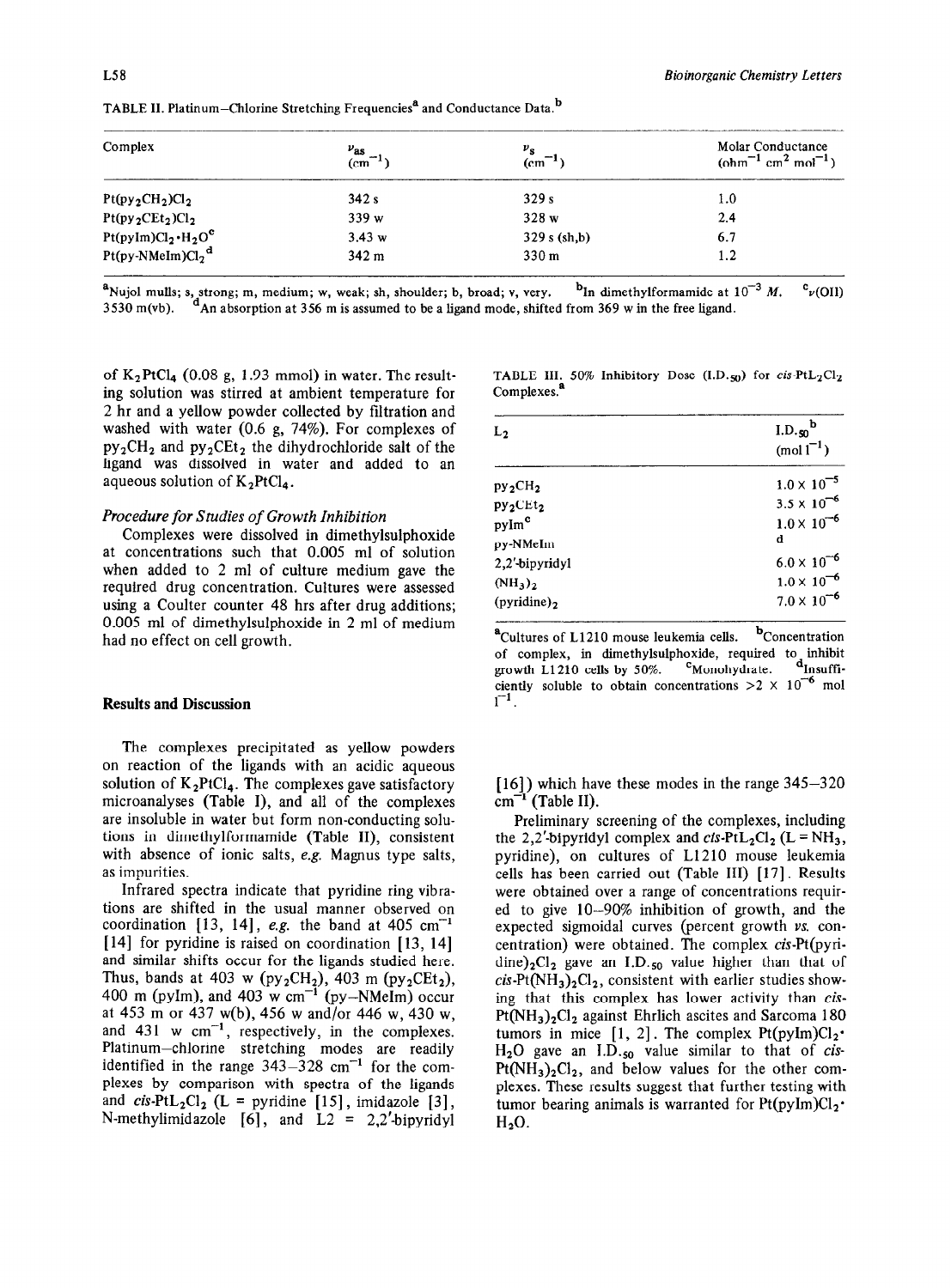TABLE II. Platinum–Chlorine Stretching Frequencies[a] and Conductance Data.[b]

| Complex | $\nu_{as}$ (cm$^{-1}$) | $\nu_s$ (cm$^{-1}$) | Molar Conductance (ohm$^{-1}$ cm$^2$ mol$^{-1}$) |
|---|---|---|---|
| $Pt(py_2CH_2)Cl_2$ | 342 s | 329 s | 1.0 |
| $Pt(py_2CEt_2)Cl_2$ | 339 w | 328 w | 2.4 |
| $Pt(pyIm)Cl_2 \cdot H_2O$[c] | 3.43 w | 329 s (sh,b) | 6.7 |
| $Pt(py\text{-}NMeIm)Cl_2$[d] | 342 m | 330 m | 1.2 |

[a]Nujol mulls; s, strong; m, medium; w, weak; sh, shoulder; b, broad; v, very. [b]In dimethylformamide at $10^{-3}$ M. [c]$\nu$(OH) 3530 m(vb). [d]An absorption at 356 m is assumed to be a ligand mode, shifted from 369 w in the free ligand.

of $K_2PtCl_4$ (0.08 g, 1.93 mmol) in water. The resulting solution was stirred at ambient temperature for 2 hr and a yellow powder collected by filtration and washed with water (0.6 g, 74%). For complexes of $py_2CH_2$ and $py_2CEt_2$ the dihydrochloride salt of the ligand was dissolved in water and added to an aqueous solution of $K_2PtCl_4$.

*Procedure for Studies of Growth Inhibition*

Complexes were dissolved in dimethylsulphoxide at concentrations such that 0.005 ml of solution when added to 2 ml of culture medium gave the required drug concentration. Cultures were assessed using a Coulter counter 48 hrs after drug additions; 0.005 ml of dimethylsulphoxide in 2 ml of medium had no effect on cell growth.

TABLE III. 50% Inhibitory Dose (I.D.$_{50}$) for *cis*-$PtL_2Cl_2$ Complexes.[a]

| $L_2$ | I.D.$_{50}$[b] (mol l$^{-1}$) |
|---|---|
| $py_2CH_2$ | $1.0 \times 10^{-5}$ |
| $py_2CEt_2$ | $3.5 \times 10^{-6}$ |
| pyIm[c] | $1.0 \times 10^{-6}$ |
| py-NMeIm | d |
| 2,2′-bipyridyl | $6.0 \times 10^{-6}$ |
| $(NH_3)_2$ | $1.0 \times 10^{-6}$ |
| (pyridine)$_2$ | $7.0 \times 10^{-6}$ |

[a]Cultures of L1210 mouse leukemia cells. [b]Concentration of complex, in dimethylsulphoxide, required to inhibit growth L1210 cells by 50%. [c]Monohydrate. [d]Insufficiently soluble to obtain concentrations $>2 \times 10^{-6}$ mol l$^{-1}$.

## Results and Discussion

The complexes precipitated as yellow powders on reaction of the ligands with an acidic aqueous solution of $K_2PtCl_4$. The complexes gave satisfactory microanalyses (Table I), and all of the complexes are insoluble in water but form non-conducting solutions in dimethylformamide (Table II), consistent with absence of ionic salts, *e.g.* Magnus type salts, as impurities.

Infrared spectra indicate that pyridine ring vibrations are shifted in the usual manner observed on coordination [13, 14], *e.g.* the band at 405 cm$^{-1}$ [14] for pyridine is raised on coordination [13, 14] and similar shifts occur for the ligands studied here. Thus, bands at 403 w ($py_2CH_2$), 403 m ($py_2CEt_2$), 400 m (pyIm), and 403 w cm$^{-1}$ (py–NMeIm) occur at 453 m or 437 w(b), 456 w and/or 446 w, 430 w, and 431 w cm$^{-1}$, respectively, in the complexes. Platinum–chlorine stretching modes are readily identified in the range 343–328 cm$^{-1}$ for the complexes by comparison with spectra of the ligands and *cis*-$PtL_2Cl_2$ (L = pyridine [15], imidazole [3], N-methylimidazole [6], and L2 = 2,2′-bipyridyl [16]) which have these modes in the range 345–320 cm$^{-1}$ (Table II).

Preliminary screening of the complexes, including the 2,2′-bipyridyl complex and *cis*-$PtL_2Cl_2$ (L = $NH_3$, pyridine), on cultures of L1210 mouse leukemia cells has been carried out (Table III) [17]. Results were obtained over a range of concentrations required to give 10–90% inhibition of growth, and the expected sigmoidal curves (percent growth *vs.* concentration) were obtained. The complex *cis*-Pt(pyridine)$_2$Cl$_2$ gave an I.D.$_{50}$ value higher than that of *cis*-$Pt(NH_3)_2Cl_2$, consistent with earlier studies showing that this complex has lower activity than *cis*-$Pt(NH_3)_2Cl_2$ against Ehrlich ascites and Sarcoma 180 tumors in mice [1, 2]. The complex $Pt(pyIm)Cl_2 \cdot H_2O$ gave an I.D.$_{50}$ value similar to that of *cis*-$Pt(NH_3)_2Cl_2$, and below values for the other complexes. These results suggest that further testing with tumor bearing animals is warranted for $Pt(pyIm)Cl_2 \cdot H_2O$.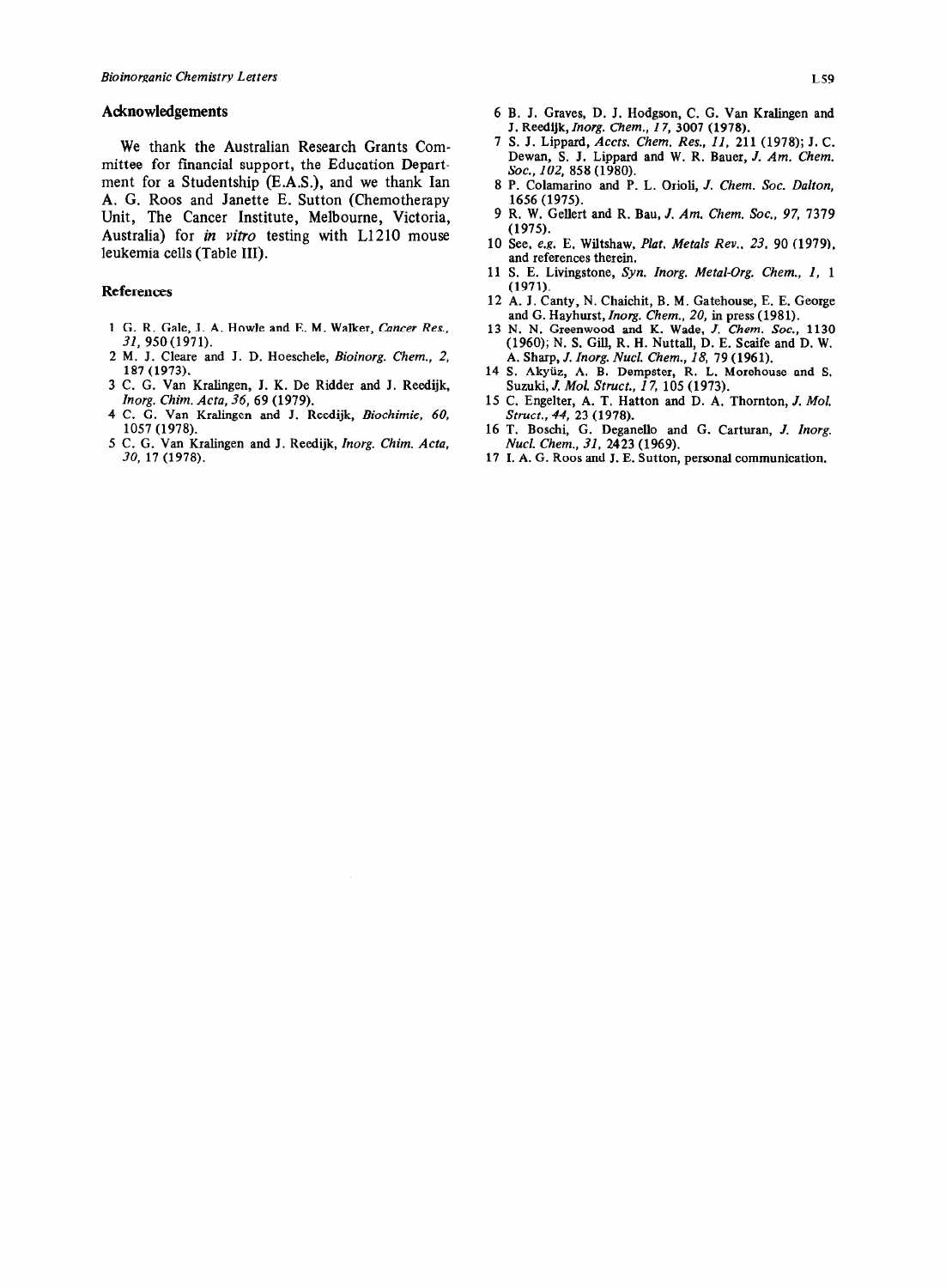## Acknowledgements

We thank the Australian Research Grants Committee for financial support, the Education Department for a Studentship (E.A.S.), and we thank Ian A. G. Roos and Janette E. Sutton (Chemotherapy Unit, The Cancer Institute, Melbourne, Victoria, Australia) for *in vitro* testing with L1210 mouse leukemia cells (Table III).

## References

1 G. R. Gale, L. A. Howle and E. M. Walker, *Cancer Res.*, *31*, 950 (1971).
2 M. J. Cleare and J. D. Hoeschele, *Bioinorg. Chem.*, *2*, 187 (1973).
3 C. G. Van Kralingen, J. K. De Ridder and J. Reedijk, *Inorg. Chim. Acta*, *36*, 69 (1979).
4 C. G. Van Kralingen and J. Reedijk, *Biochimie*, *60*, 1057 (1978).
5 C. G. Van Kralingen and J. Reedijk, *Inorg. Chim. Acta*, *30*, 17 (1978).
6 B. J. Graves, D. J. Hodgson, C. G. Van Kralingen and J. Reedijk, *Inorg. Chem.*, *17*, 3007 (1978).
7 S. J. Lippard, *Accts. Chem. Res.*, *11*, 211 (1978); J. C. Dewan, S. J. Lippard and W. R. Bauer, *J. Am. Chem. Soc.*, *102*, 858 (1980).
8 P. Colamarino and P. L. Orioli, *J. Chem. Soc. Dalton*, 1656 (1975).
9 R. W. Gellert and R. Bau, *J. Am. Chem. Soc.*, *97*, 7379 (1975).
10 See, *e.g.* E. Wiltshaw, *Plat. Metals Rev.*, *23*, 90 (1979), and references therein.
11 S. E. Livingstone, *Syn. Inorg. Metal-Org. Chem.*, *1*, 1 (1971).
12 A. J. Canty, N. Chaichit, B. M. Gatehouse, E. E. George and G. Hayhurst, *Inorg. Chem.*, *20*, in press (1981).
13 N. N. Greenwood and K. Wade, *J. Chem. Soc.*, 1130 (1960); N. S. Gill, R. H. Nuttall, D. E. Scaife and D. W. A. Sharp, *J. Inorg. Nucl. Chem.*, *18*, 79 (1961).
14 S. Akyüz, A. B. Dempster, R. L. Morehouse and S. Suzuki, *J. Mol. Struct.*, *17*, 105 (1973).
15 C. Engelter, A. T. Hatton and D. A. Thornton, *J. Mol. Struct.*, *44*, 23 (1978).
16 T. Boschi, G. Deganello and G. Carturan, *J. Inorg. Nucl. Chem.*, *31*, 2423 (1969).
17 I. A. G. Roos and J. E. Sutton, personal communication.